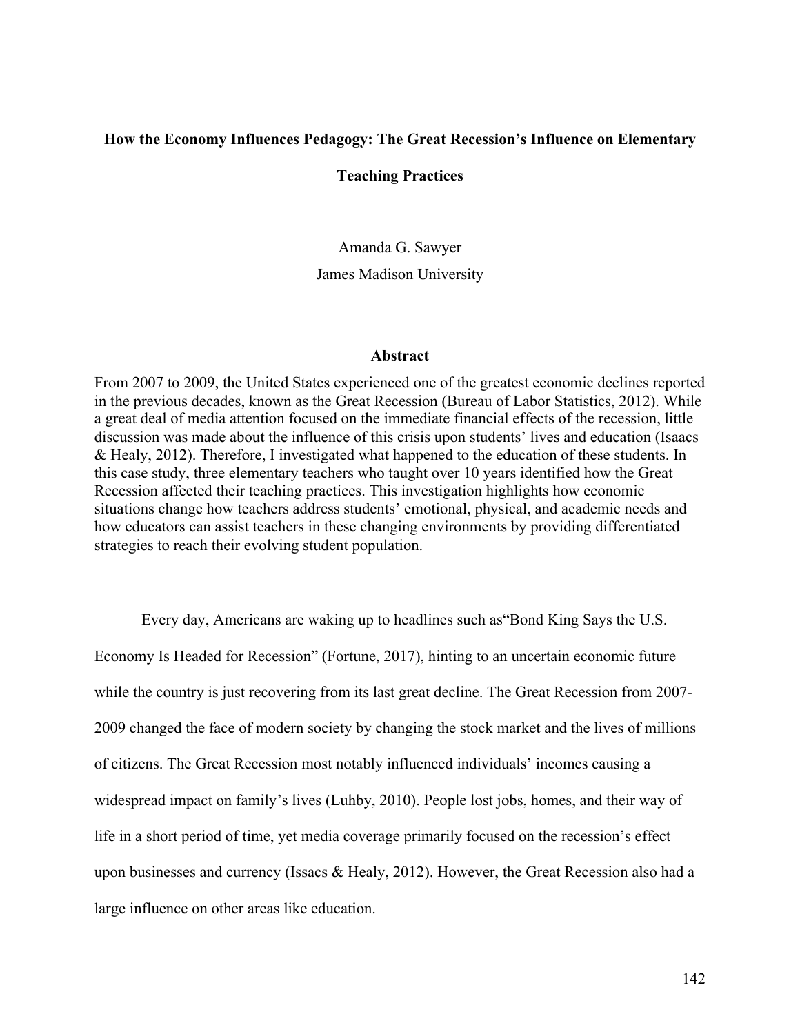# How the Economy Influences Pedagogy: The Great Recession's Influence on Elementary Teaching Practices

Amanda G. Sawyer
James Madison University

## Abstract

From 2007 to 2009, the United States experienced one of the greatest economic declines reported in the previous decades, known as the Great Recession (Bureau of Labor Statistics, 2012). While a great deal of media attention focused on the immediate financial effects of the recession, little discussion was made about the influence of this crisis upon students' lives and education (Isaacs & Healy, 2012). Therefore, I investigated what happened to the education of these students. In this case study, three elementary teachers who taught over 10 years identified how the Great Recession affected their teaching practices. This investigation highlights how economic situations change how teachers address students' emotional, physical, and academic needs and how educators can assist teachers in these changing environments by providing differentiated strategies to reach their evolving student population.

Every day, Americans are waking up to headlines such as"Bond King Says the U.S. Economy Is Headed for Recession" (Fortune, 2017), hinting to an uncertain economic future while the country is just recovering from its last great decline. The Great Recession from 2007-2009 changed the face of modern society by changing the stock market and the lives of millions of citizens. The Great Recession most notably influenced individuals' incomes causing a widespread impact on family's lives (Luhby, 2010). People lost jobs, homes, and their way of life in a short period of time, yet media coverage primarily focused on the recession's effect upon businesses and currency (Issacs & Healy, 2012). However, the Great Recession also had a large influence on other areas like education.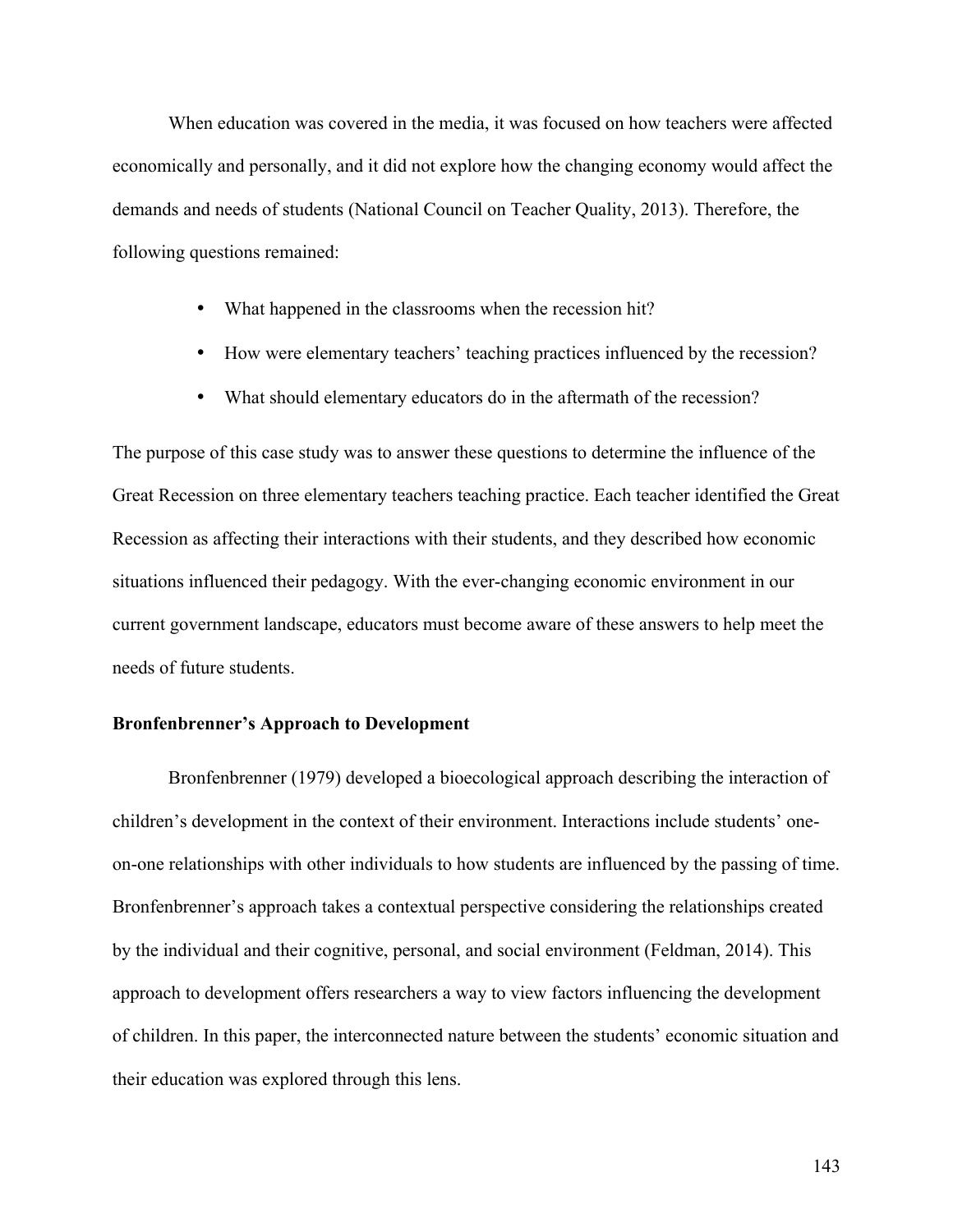When education was covered in the media, it was focused on how teachers were affected economically and personally, and it did not explore how the changing economy would affect the demands and needs of students (National Council on Teacher Quality, 2013). Therefore, the following questions remained:

- What happened in the classrooms when the recession hit?
- How were elementary teachers' teaching practices influenced by the recession?
- What should elementary educators do in the aftermath of the recession?

The purpose of this case study was to answer these questions to determine the influence of the Great Recession on three elementary teachers teaching practice. Each teacher identified the Great Recession as affecting their interactions with their students, and they described how economic situations influenced their pedagogy. With the ever-changing economic environment in our current government landscape, educators must become aware of these answers to help meet the needs of future students.

**Bronfenbrenner's Approach to Development**

Bronfenbrenner (1979) developed a bioecological approach describing the interaction of children's development in the context of their environment. Interactions include students' one-on-one relationships with other individuals to how students are influenced by the passing of time. Bronfenbrenner's approach takes a contextual perspective considering the relationships created by the individual and their cognitive, personal, and social environment (Feldman, 2014). This approach to development offers researchers a way to view factors influencing the development of children. In this paper, the interconnected nature between the students' economic situation and their education was explored through this lens.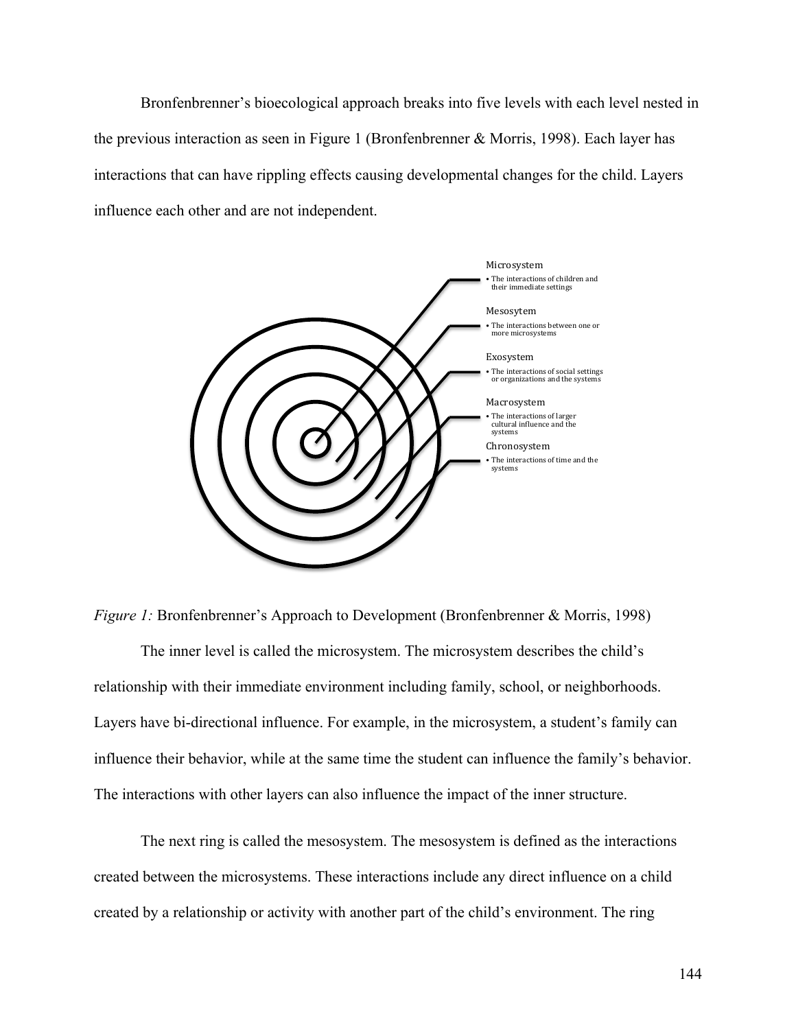Bronfenbrenner's bioecological approach breaks into five levels with each level nested in the previous interaction as seen in Figure 1 (Bronfenbrenner & Morris, 1998). Each layer has interactions that can have rippling effects causing developmental changes for the child. Layers influence each other and are not independent.

Microsystem
- The interactions of children and their immediate settings

Mesosytem
- The interactions between one or more microsystems

Exosystem
- The interactions of social settings or organizations and the systems

Macrosystem
- The interactions of larger cultural influence and the systems

Chronosystem
- The interactions of time and the systems

*Figure 1:* Bronfenbrenner's Approach to Development (Bronfenbrenner & Morris, 1998)

The inner level is called the microsystem. The microsystem describes the child's relationship with their immediate environment including family, school, or neighborhoods. Layers have bi-directional influence. For example, in the microsystem, a student's family can influence their behavior, while at the same time the student can influence the family's behavior. The interactions with other layers can also influence the impact of the inner structure.

The next ring is called the mesosystem. The mesosystem is defined as the interactions created between the microsystems. These interactions include any direct influence on a child created by a relationship or activity with another part of the child's environment. The ring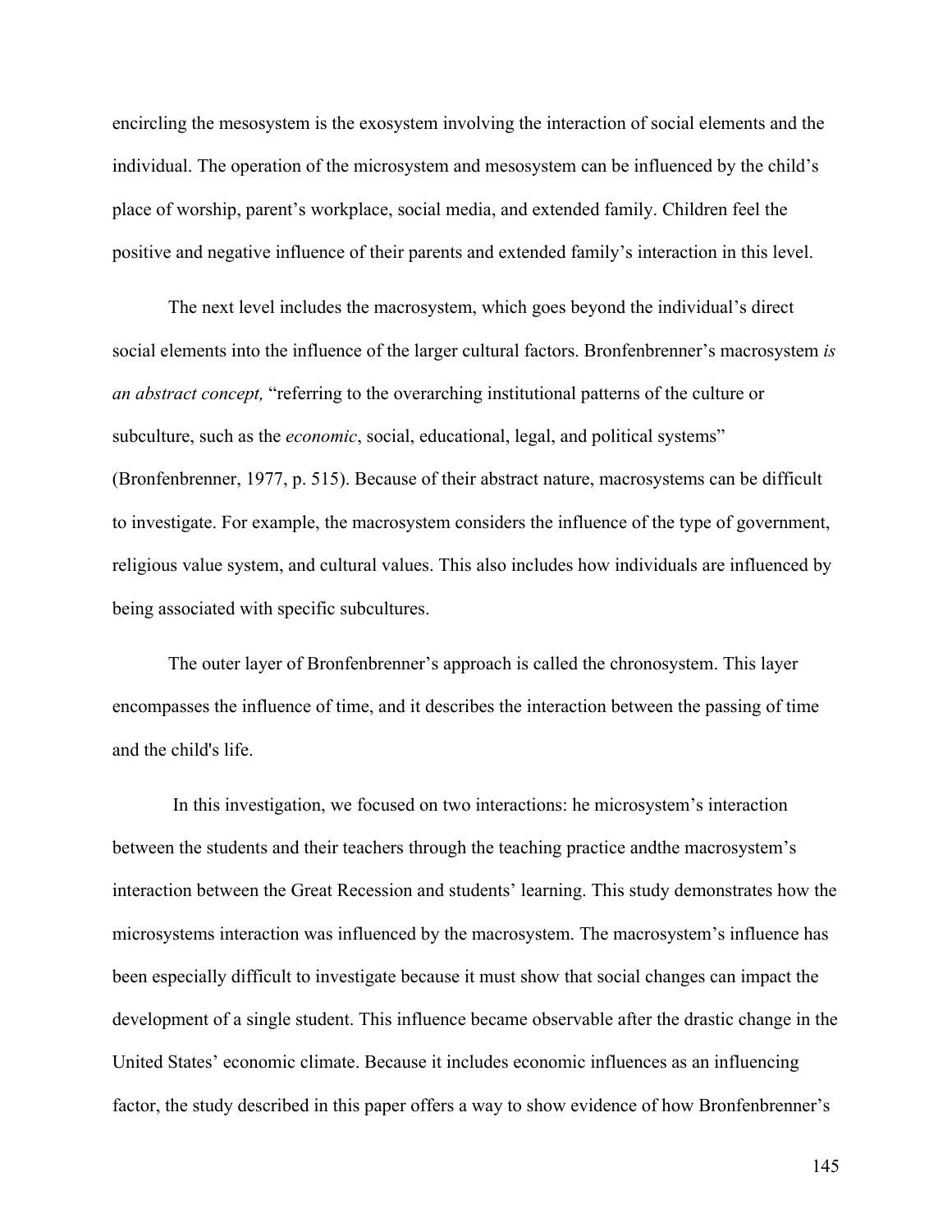encircling the mesosystem is the exosystem involving the interaction of social elements and the individual. The operation of the microsystem and mesosystem can be influenced by the child's place of worship, parent's workplace, social media, and extended family. Children feel the positive and negative influence of their parents and extended family's interaction in this level.

The next level includes the macrosystem, which goes beyond the individual's direct social elements into the influence of the larger cultural factors. Bronfenbrenner's macrosystem *is an abstract concept,* "referring to the overarching institutional patterns of the culture or subculture, such as the *economic*, social, educational, legal, and political systems" (Bronfenbrenner, 1977, p. 515). Because of their abstract nature, macrosystems can be difficult to investigate. For example, the macrosystem considers the influence of the type of government, religious value system, and cultural values. This also includes how individuals are influenced by being associated with specific subcultures.

The outer layer of Bronfenbrenner's approach is called the chronosystem. This layer encompasses the influence of time, and it describes the interaction between the passing of time and the child's life.

In this investigation, we focused on two interactions: he microsystem's interaction between the students and their teachers through the teaching practice andthe macrosystem's interaction between the Great Recession and students' learning. This study demonstrates how the microsystems interaction was influenced by the macrosystem. The macrosystem's influence has been especially difficult to investigate because it must show that social changes can impact the development of a single student. This influence became observable after the drastic change in the United States' economic climate. Because it includes economic influences as an influencing factor, the study described in this paper offers a way to show evidence of how Bronfenbrenner's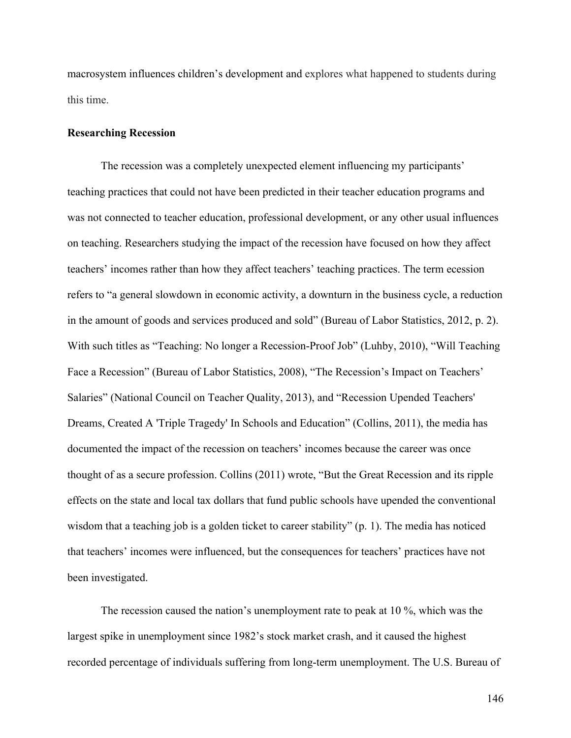macrosystem influences children's development and explores what happened to students during this time.

**Researching Recession**

The recession was a completely unexpected element influencing my participants' teaching practices that could not have been predicted in their teacher education programs and was not connected to teacher education, professional development, or any other usual influences on teaching. Researchers studying the impact of the recession have focused on how they affect teachers' incomes rather than how they affect teachers' teaching practices. The term ecession refers to "a general slowdown in economic activity, a downturn in the business cycle, a reduction in the amount of goods and services produced and sold" (Bureau of Labor Statistics, 2012, p. 2). With such titles as "Teaching: No longer a Recession-Proof Job" (Luhby, 2010), "Will Teaching Face a Recession" (Bureau of Labor Statistics, 2008), "The Recession's Impact on Teachers' Salaries" (National Council on Teacher Quality, 2013), and "Recession Upended Teachers' Dreams, Created A 'Triple Tragedy' In Schools and Education" (Collins, 2011), the media has documented the impact of the recession on teachers' incomes because the career was once thought of as a secure profession. Collins (2011) wrote, "But the Great Recession and its ripple effects on the state and local tax dollars that fund public schools have upended the conventional wisdom that a teaching job is a golden ticket to career stability" (p. 1). The media has noticed that teachers' incomes were influenced, but the consequences for teachers' practices have not been investigated.

The recession caused the nation's unemployment rate to peak at 10 %, which was the largest spike in unemployment since 1982's stock market crash, and it caused the highest recorded percentage of individuals suffering from long-term unemployment. The U.S. Bureau of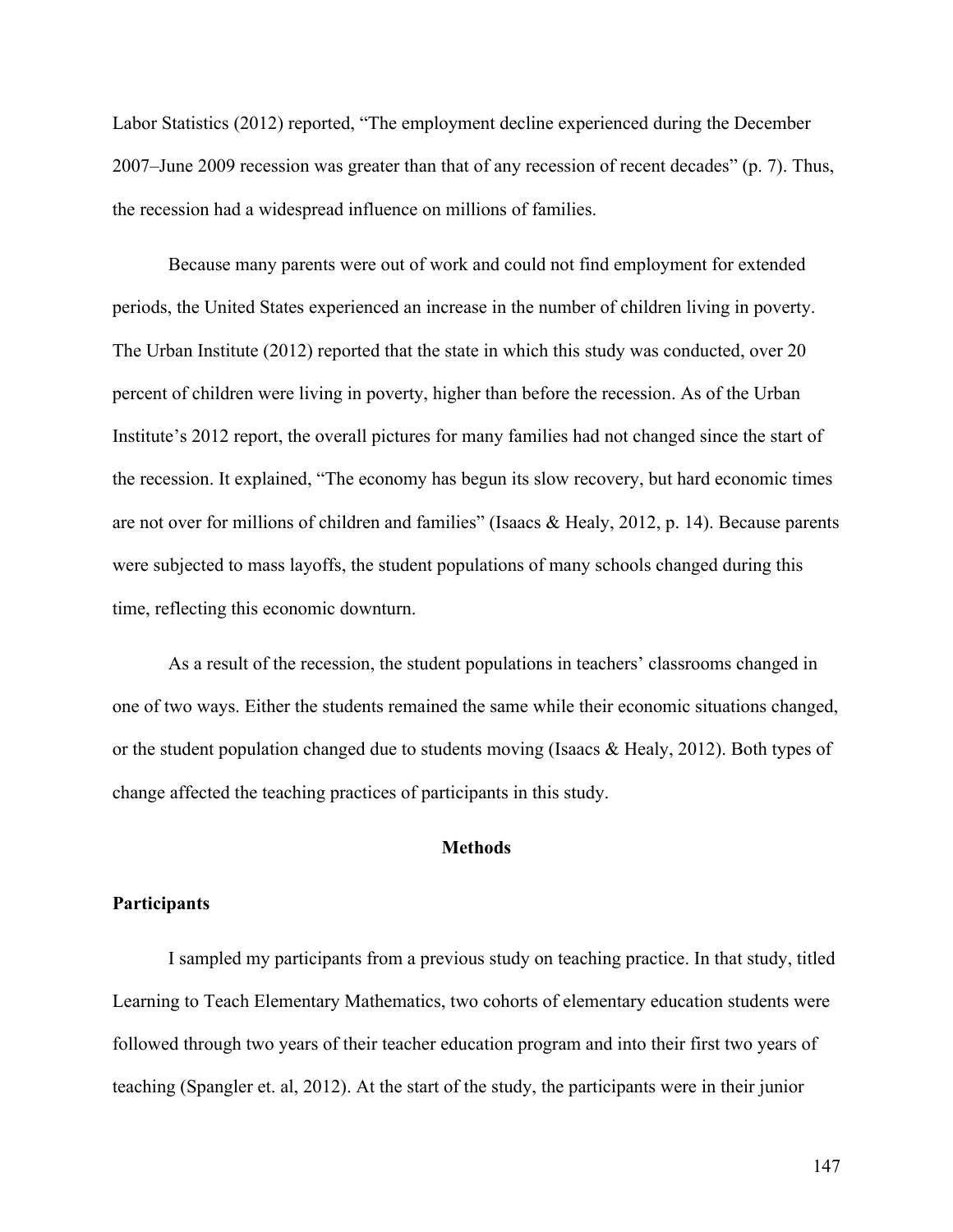Labor Statistics (2012) reported, "The employment decline experienced during the December 2007–June 2009 recession was greater than that of any recession of recent decades" (p. 7). Thus, the recession had a widespread influence on millions of families.

Because many parents were out of work and could not find employment for extended periods, the United States experienced an increase in the number of children living in poverty. The Urban Institute (2012) reported that the state in which this study was conducted, over 20 percent of children were living in poverty, higher than before the recession. As of the Urban Institute's 2012 report, the overall pictures for many families had not changed since the start of the recession. It explained, "The economy has begun its slow recovery, but hard economic times are not over for millions of children and families" (Isaacs & Healy, 2012, p. 14). Because parents were subjected to mass layoffs, the student populations of many schools changed during this time, reflecting this economic downturn.

As a result of the recession, the student populations in teachers' classrooms changed in one of two ways. Either the students remained the same while their economic situations changed, or the student population changed due to students moving (Isaacs & Healy, 2012). Both types of change affected the teaching practices of participants in this study.

## Methods

### Participants

I sampled my participants from a previous study on teaching practice. In that study, titled Learning to Teach Elementary Mathematics, two cohorts of elementary education students were followed through two years of their teacher education program and into their first two years of teaching (Spangler et. al, 2012). At the start of the study, the participants were in their junior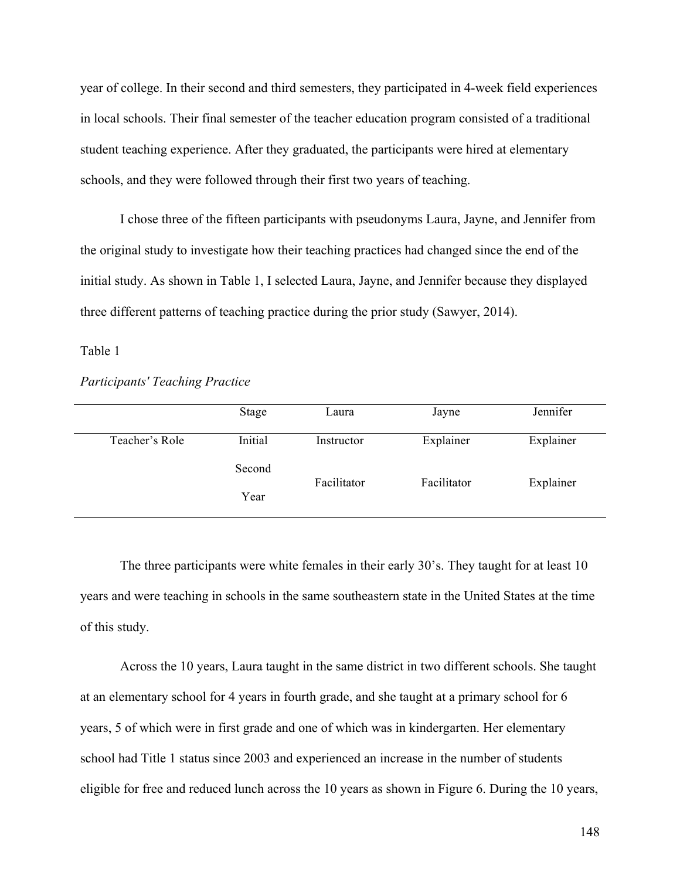year of college. In their second and third semesters, they participated in 4-week field experiences in local schools. Their final semester of the teacher education program consisted of a traditional student teaching experience. After they graduated, the participants were hired at elementary schools, and they were followed through their first two years of teaching.

I chose three of the fifteen participants with pseudonyms Laura, Jayne, and Jennifer from the original study to investigate how their teaching practices had changed since the end of the initial study. As shown in Table 1, I selected Laura, Jayne, and Jennifer because they displayed three different patterns of teaching practice during the prior study (Sawyer, 2014).

Table 1

*Participants' Teaching Practice*

| | Stage | Laura | Jayne | Jennifer |
|---|---|---|---|---|
| Teacher's Role | Initial | Instructor | Explainer | Explainer |
| | Second Year | Facilitator | Facilitator | Explainer |

The three participants were white females in their early 30's. They taught for at least 10 years and were teaching in schools in the same southeastern state in the United States at the time of this study.

Across the 10 years, Laura taught in the same district in two different schools. She taught at an elementary school for 4 years in fourth grade, and she taught at a primary school for 6 years, 5 of which were in first grade and one of which was in kindergarten. Her elementary school had Title 1 status since 2003 and experienced an increase in the number of students eligible for free and reduced lunch across the 10 years as shown in Figure 6. During the 10 years,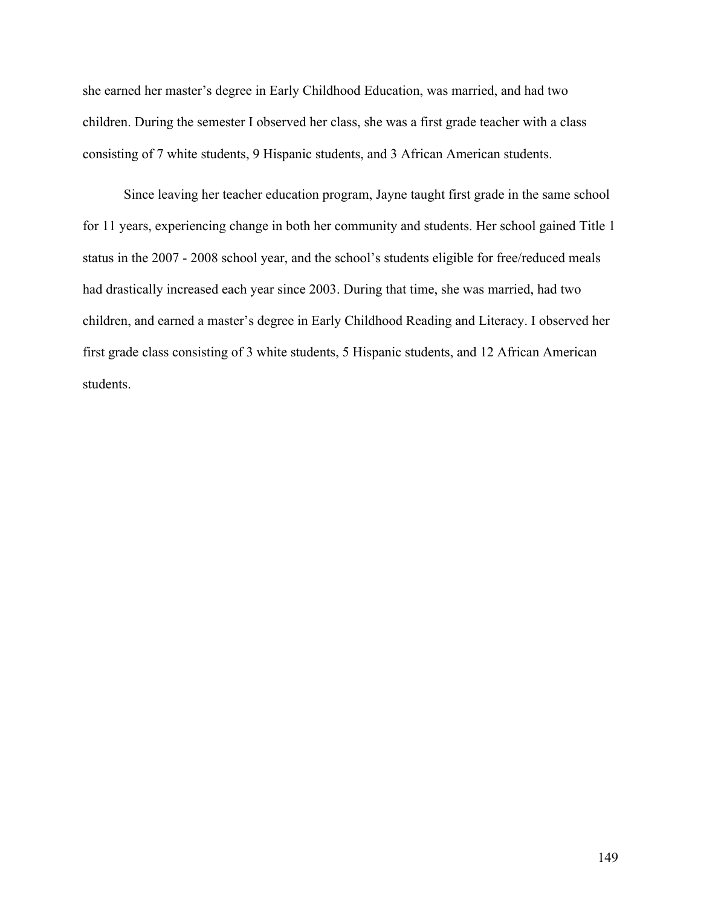she earned her master's degree in Early Childhood Education, was married, and had two children. During the semester I observed her class, she was a first grade teacher with a class consisting of 7 white students, 9 Hispanic students, and 3 African American students.

Since leaving her teacher education program, Jayne taught first grade in the same school for 11 years, experiencing change in both her community and students. Her school gained Title 1 status in the 2007 - 2008 school year, and the school's students eligible for free/reduced meals had drastically increased each year since 2003. During that time, she was married, had two children, and earned a master's degree in Early Childhood Reading and Literacy. I observed her first grade class consisting of 3 white students, 5 Hispanic students, and 12 African American students.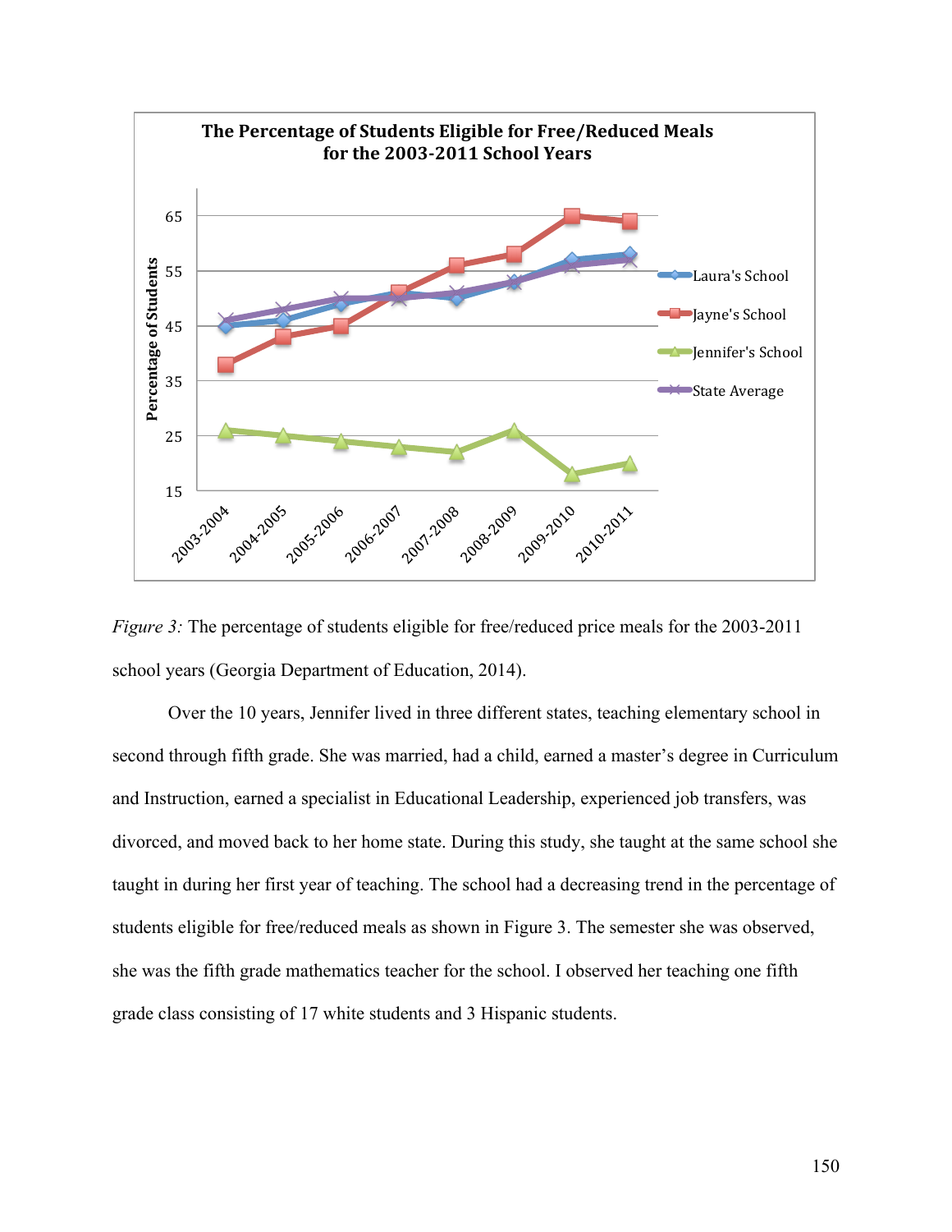*Figure 3:* The percentage of students eligible for free/reduced price meals for the 2003-2011 school years (Georgia Department of Education, 2014).

Over the 10 years, Jennifer lived in three different states, teaching elementary school in second through fifth grade. She was married, had a child, earned a master's degree in Curriculum and Instruction, earned a specialist in Educational Leadership, experienced job transfers, was divorced, and moved back to her home state. During this study, she taught at the same school she taught in during her first year of teaching. The school had a decreasing trend in the percentage of students eligible for free/reduced meals as shown in Figure 3. The semester she was observed, she was the fifth grade mathematics teacher for the school. I observed her teaching one fifth grade class consisting of 17 white students and 3 Hispanic students.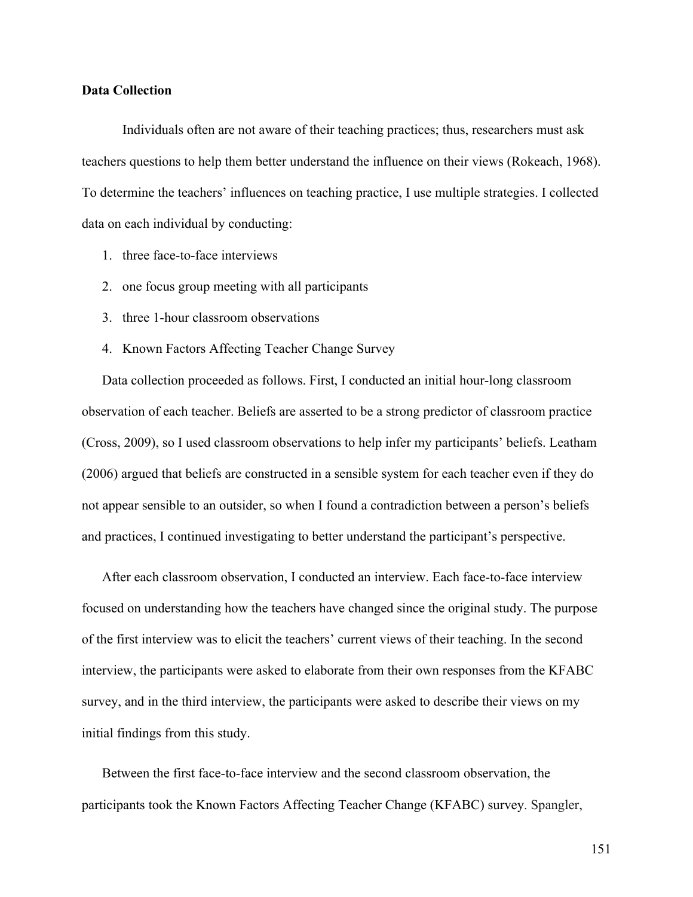**Data Collection**

Individuals often are not aware of their teaching practices; thus, researchers must ask teachers questions to help them better understand the influence on their views (Rokeach, 1968). To determine the teachers' influences on teaching practice, I use multiple strategies. I collected data on each individual by conducting:

1. three face-to-face interviews
2. one focus group meeting with all participants
3. three 1-hour classroom observations
4. Known Factors Affecting Teacher Change Survey

Data collection proceeded as follows. First, I conducted an initial hour-long classroom observation of each teacher. Beliefs are asserted to be a strong predictor of classroom practice (Cross, 2009), so I used classroom observations to help infer my participants' beliefs. Leatham (2006) argued that beliefs are constructed in a sensible system for each teacher even if they do not appear sensible to an outsider, so when I found a contradiction between a person's beliefs and practices, I continued investigating to better understand the participant's perspective.

After each classroom observation, I conducted an interview. Each face-to-face interview focused on understanding how the teachers have changed since the original study. The purpose of the first interview was to elicit the teachers' current views of their teaching. In the second interview, the participants were asked to elaborate from their own responses from the KFABC survey, and in the third interview, the participants were asked to describe their views on my initial findings from this study.

Between the first face-to-face interview and the second classroom observation, the participants took the Known Factors Affecting Teacher Change (KFABC) survey. Spangler,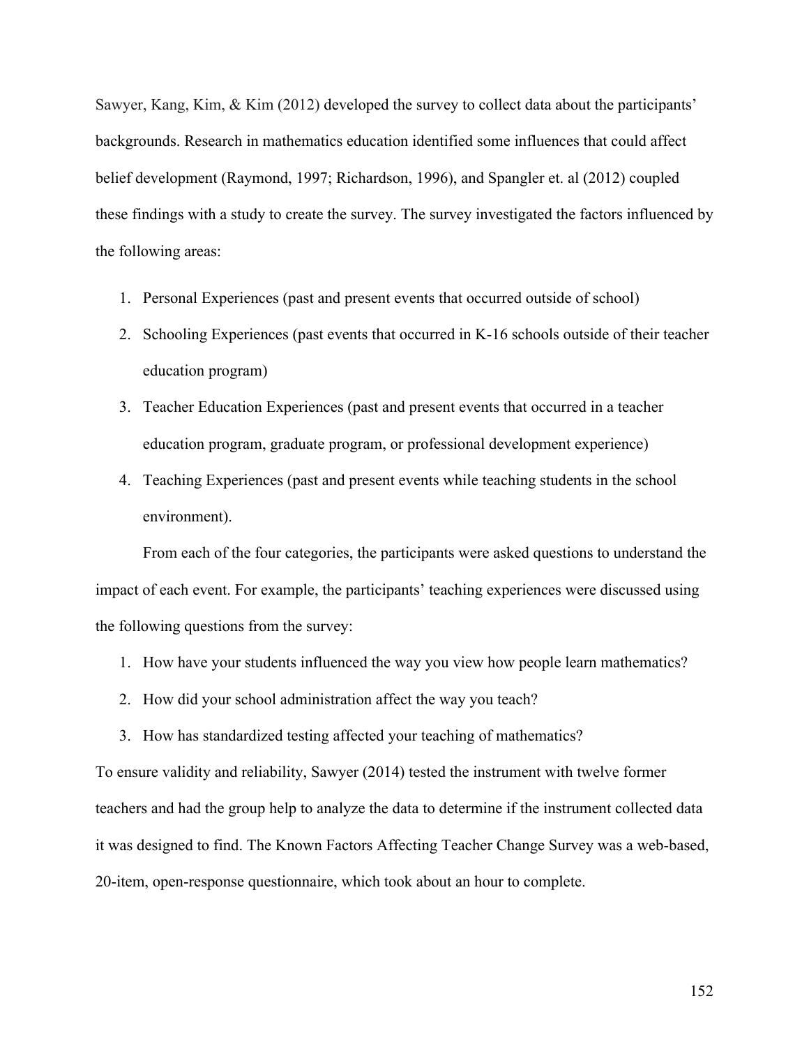Sawyer, Kang, Kim, & Kim (2012) developed the survey to collect data about the participants' backgrounds. Research in mathematics education identified some influences that could affect belief development (Raymond, 1997; Richardson, 1996), and Spangler et. al (2012) coupled these findings with a study to create the survey. The survey investigated the factors influenced by the following areas:

1. Personal Experiences (past and present events that occurred outside of school)
2. Schooling Experiences (past events that occurred in K-16 schools outside of their teacher education program)
3. Teacher Education Experiences (past and present events that occurred in a teacher education program, graduate program, or professional development experience)
4. Teaching Experiences (past and present events while teaching students in the school environment).

From each of the four categories, the participants were asked questions to understand the impact of each event. For example, the participants' teaching experiences were discussed using the following questions from the survey:

1. How have your students influenced the way you view how people learn mathematics?
2. How did your school administration affect the way you teach?
3. How has standardized testing affected your teaching of mathematics?

To ensure validity and reliability, Sawyer (2014) tested the instrument with twelve former teachers and had the group help to analyze the data to determine if the instrument collected data it was designed to find. The Known Factors Affecting Teacher Change Survey was a web-based, 20-item, open-response questionnaire, which took about an hour to complete.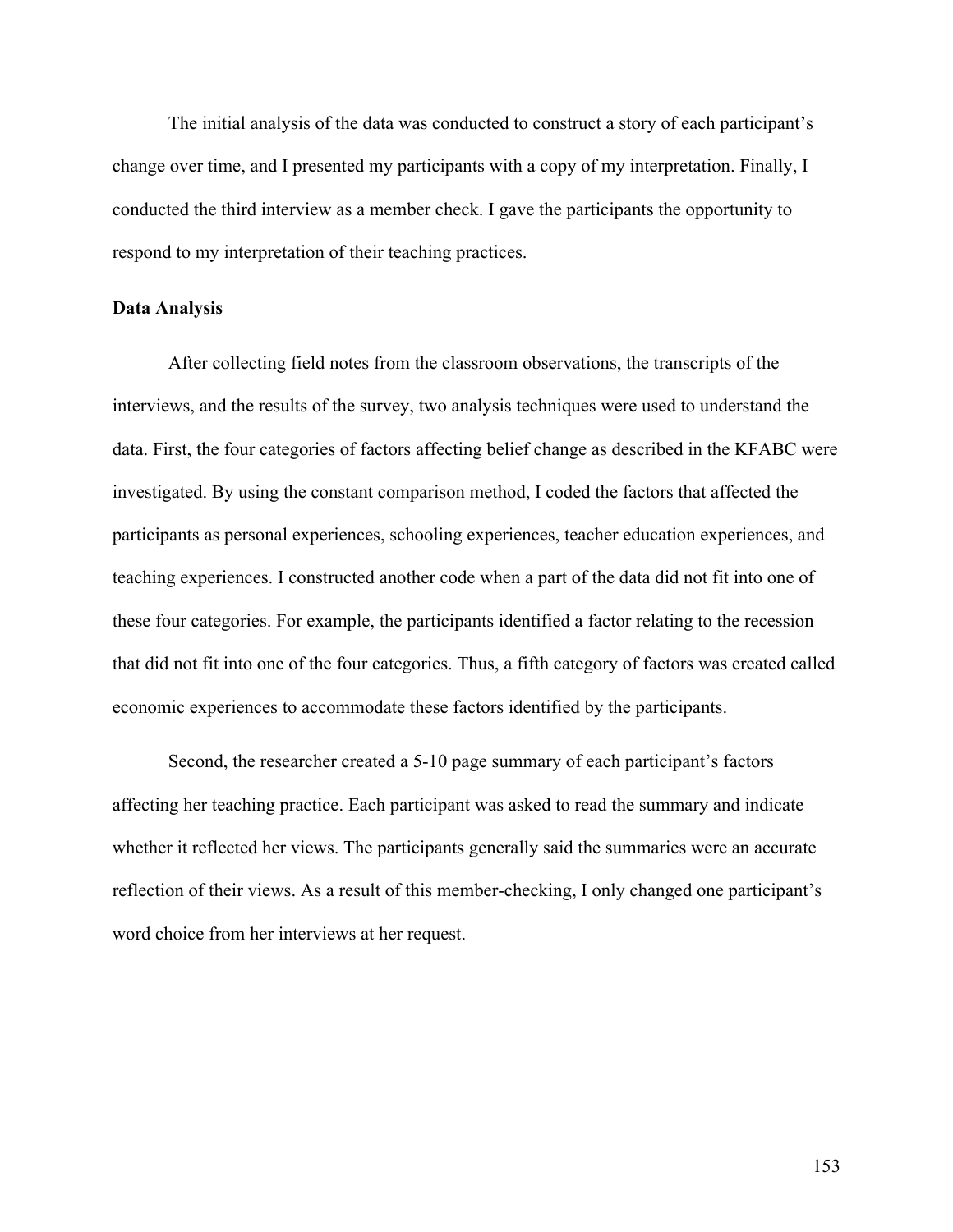The initial analysis of the data was conducted to construct a story of each participant's change over time, and I presented my participants with a copy of my interpretation. Finally, I conducted the third interview as a member check. I gave the participants the opportunity to respond to my interpretation of their teaching practices.

**Data Analysis**

After collecting field notes from the classroom observations, the transcripts of the interviews, and the results of the survey, two analysis techniques were used to understand the data. First, the four categories of factors affecting belief change as described in the KFABC were investigated. By using the constant comparison method, I coded the factors that affected the participants as personal experiences, schooling experiences, teacher education experiences, and teaching experiences. I constructed another code when a part of the data did not fit into one of these four categories. For example, the participants identified a factor relating to the recession that did not fit into one of the four categories. Thus, a fifth category of factors was created called economic experiences to accommodate these factors identified by the participants.

Second, the researcher created a 5-10 page summary of each participant's factors affecting her teaching practice. Each participant was asked to read the summary and indicate whether it reflected her views. The participants generally said the summaries were an accurate reflection of their views. As a result of this member-checking, I only changed one participant's word choice from her interviews at her request.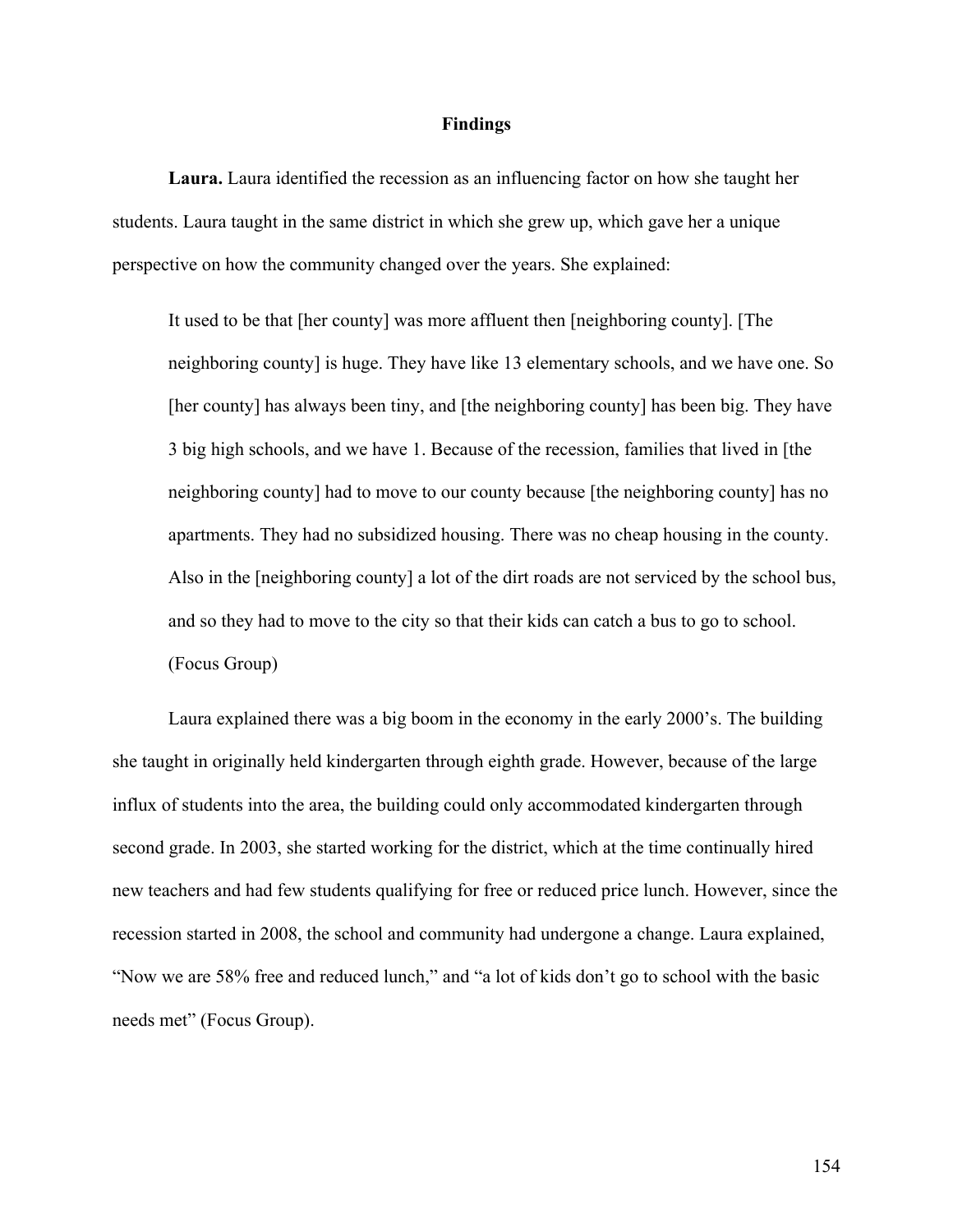## Findings

**Laura.** Laura identified the recession as an influencing factor on how she taught her students. Laura taught in the same district in which she grew up, which gave her a unique perspective on how the community changed over the years. She explained:

> It used to be that [her county] was more affluent then [neighboring county]. [The neighboring county] is huge. They have like 13 elementary schools, and we have one. So [her county] has always been tiny, and [the neighboring county] has been big. They have 3 big high schools, and we have 1. Because of the recession, families that lived in [the neighboring county] had to move to our county because [the neighboring county] has no apartments. They had no subsidized housing. There was no cheap housing in the county. Also in the [neighboring county] a lot of the dirt roads are not serviced by the school bus, and so they had to move to the city so that their kids can catch a bus to go to school. (Focus Group)

Laura explained there was a big boom in the economy in the early 2000's. The building she taught in originally held kindergarten through eighth grade. However, because of the large influx of students into the area, the building could only accommodated kindergarten through second grade. In 2003, she started working for the district, which at the time continually hired new teachers and had few students qualifying for free or reduced price lunch. However, since the recession started in 2008, the school and community had undergone a change. Laura explained, "Now we are 58% free and reduced lunch," and "a lot of kids don't go to school with the basic needs met" (Focus Group).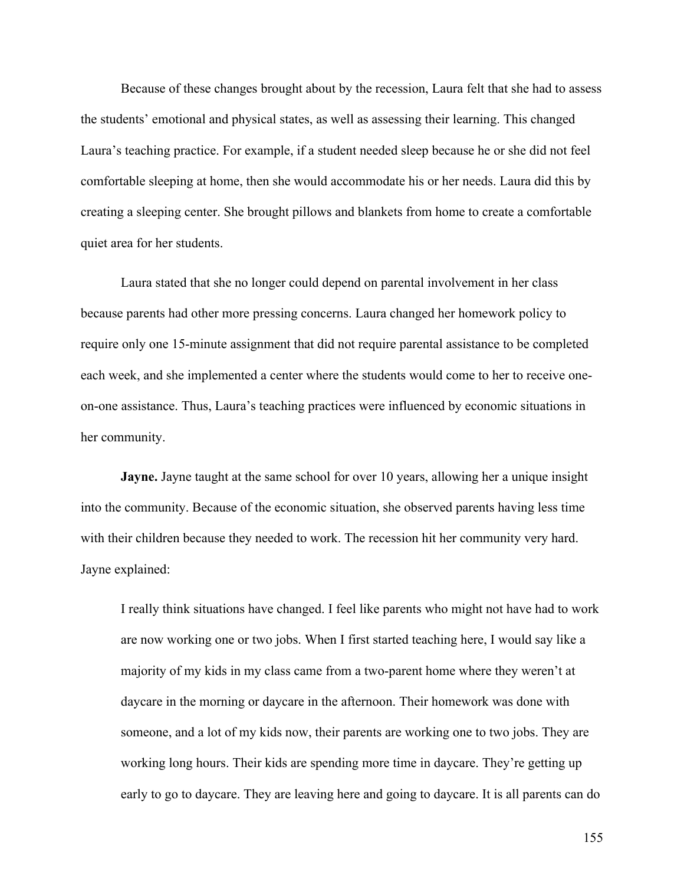Because of these changes brought about by the recession, Laura felt that she had to assess the students' emotional and physical states, as well as assessing their learning. This changed Laura's teaching practice. For example, if a student needed sleep because he or she did not feel comfortable sleeping at home, then she would accommodate his or her needs. Laura did this by creating a sleeping center. She brought pillows and blankets from home to create a comfortable quiet area for her students.

Laura stated that she no longer could depend on parental involvement in her class because parents had other more pressing concerns. Laura changed her homework policy to require only one 15-minute assignment that did not require parental assistance to be completed each week, and she implemented a center where the students would come to her to receive one-on-one assistance. Thus, Laura's teaching practices were influenced by economic situations in her community.

**Jayne.** Jayne taught at the same school for over 10 years, allowing her a unique insight into the community. Because of the economic situation, she observed parents having less time with their children because they needed to work. The recession hit her community very hard. Jayne explained:

> I really think situations have changed. I feel like parents who might not have had to work are now working one or two jobs. When I first started teaching here, I would say like a majority of my kids in my class came from a two-parent home where they weren't at daycare in the morning or daycare in the afternoon. Their homework was done with someone, and a lot of my kids now, their parents are working one to two jobs. They are working long hours. Their kids are spending more time in daycare. They're getting up early to go to daycare. They are leaving here and going to daycare. It is all parents can do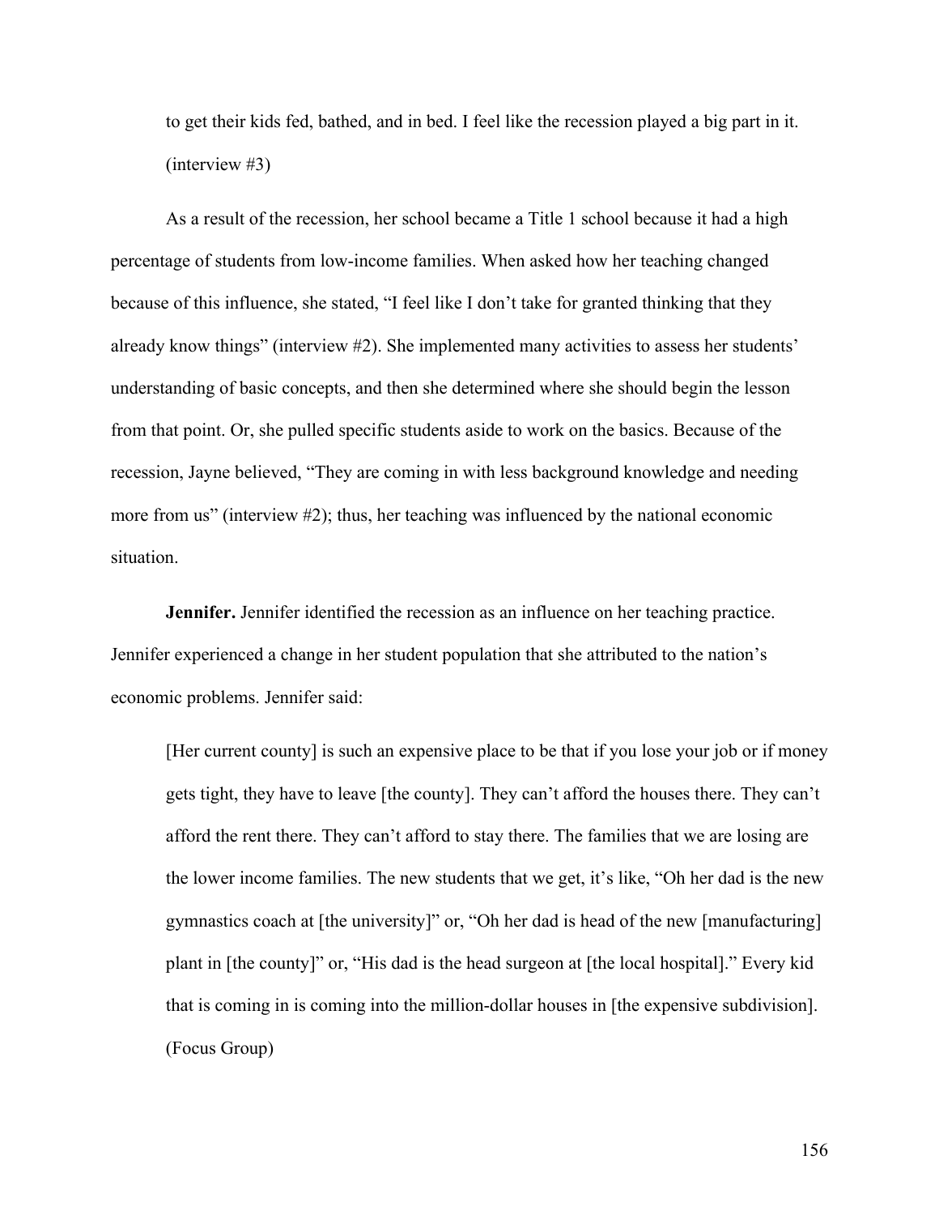> to get their kids fed, bathed, and in bed. I feel like the recession played a big part in it. (interview #3)

As a result of the recession, her school became a Title 1 school because it had a high percentage of students from low-income families. When asked how her teaching changed because of this influence, she stated, “I feel like I don’t take for granted thinking that they already know things” (interview #2). She implemented many activities to assess her students’ understanding of basic concepts, and then she determined where she should begin the lesson from that point. Or, she pulled specific students aside to work on the basics. Because of the recession, Jayne believed, “They are coming in with less background knowledge and needing more from us” (interview #2); thus, her teaching was influenced by the national economic situation.

**Jennifer.** Jennifer identified the recession as an influence on her teaching practice. Jennifer experienced a change in her student population that she attributed to the nation’s economic problems. Jennifer said:

> [Her current county] is such an expensive place to be that if you lose your job or if money gets tight, they have to leave [the county]. They can’t afford the houses there. They can’t afford the rent there. They can’t afford to stay there. The families that we are losing are the lower income families. The new students that we get, it’s like, “Oh her dad is the new gymnastics coach at [the university]” or, “Oh her dad is head of the new [manufacturing] plant in [the county]” or, “His dad is the head surgeon at [the local hospital].” Every kid that is coming in is coming into the million-dollar houses in [the expensive subdivision]. (Focus Group)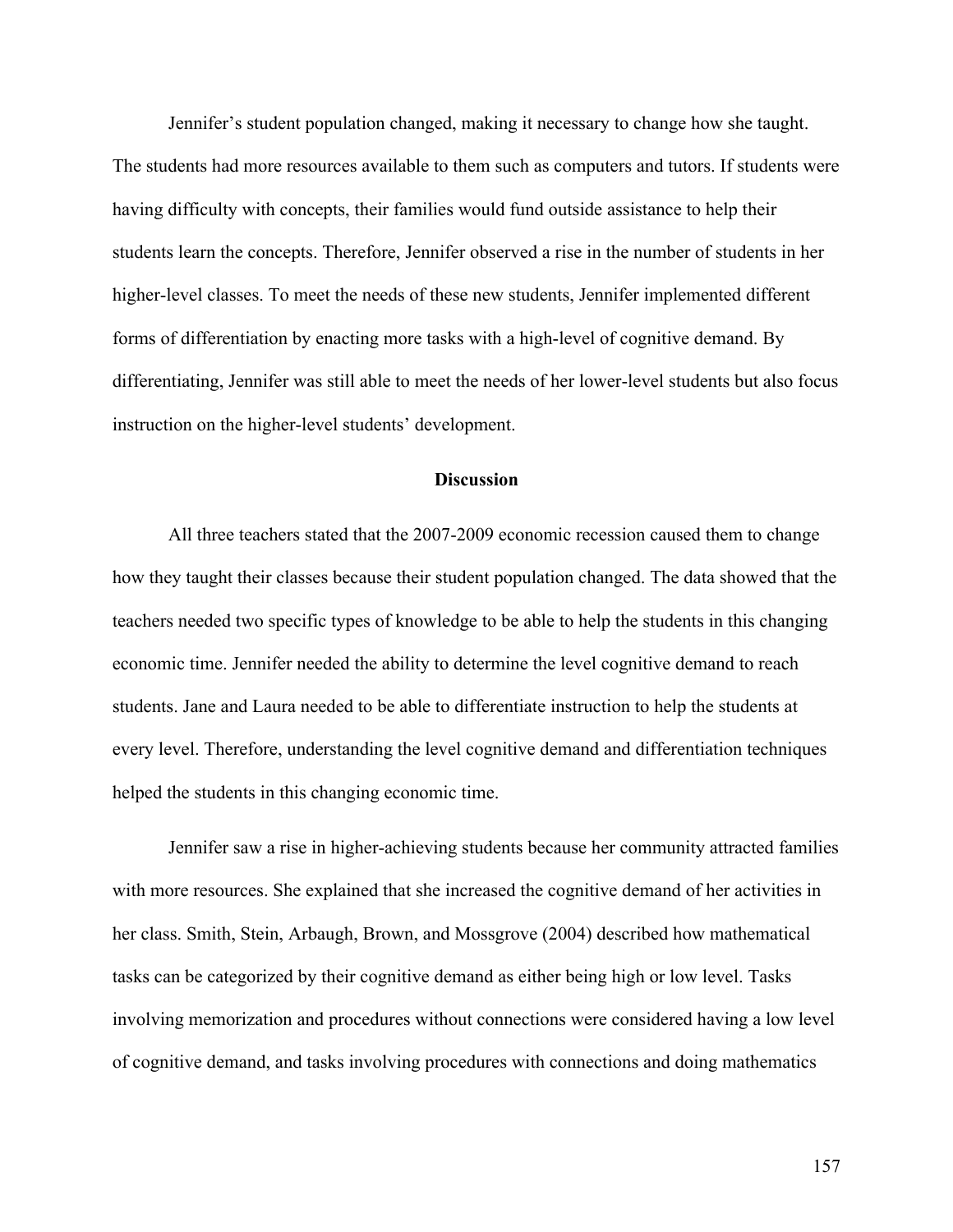Jennifer's student population changed, making it necessary to change how she taught. The students had more resources available to them such as computers and tutors. If students were having difficulty with concepts, their families would fund outside assistance to help their students learn the concepts. Therefore, Jennifer observed a rise in the number of students in her higher-level classes. To meet the needs of these new students, Jennifer implemented different forms of differentiation by enacting more tasks with a high-level of cognitive demand. By differentiating, Jennifer was still able to meet the needs of her lower-level students but also focus instruction on the higher-level students' development.

## Discussion

All three teachers stated that the 2007-2009 economic recession caused them to change how they taught their classes because their student population changed. The data showed that the teachers needed two specific types of knowledge to be able to help the students in this changing economic time. Jennifer needed the ability to determine the level cognitive demand to reach students. Jane and Laura needed to be able to differentiate instruction to help the students at every level. Therefore, understanding the level cognitive demand and differentiation techniques helped the students in this changing economic time.

Jennifer saw a rise in higher-achieving students because her community attracted families with more resources. She explained that she increased the cognitive demand of her activities in her class. Smith, Stein, Arbaugh, Brown, and Mossgrove (2004) described how mathematical tasks can be categorized by their cognitive demand as either being high or low level. Tasks involving memorization and procedures without connections were considered having a low level of cognitive demand, and tasks involving procedures with connections and doing mathematics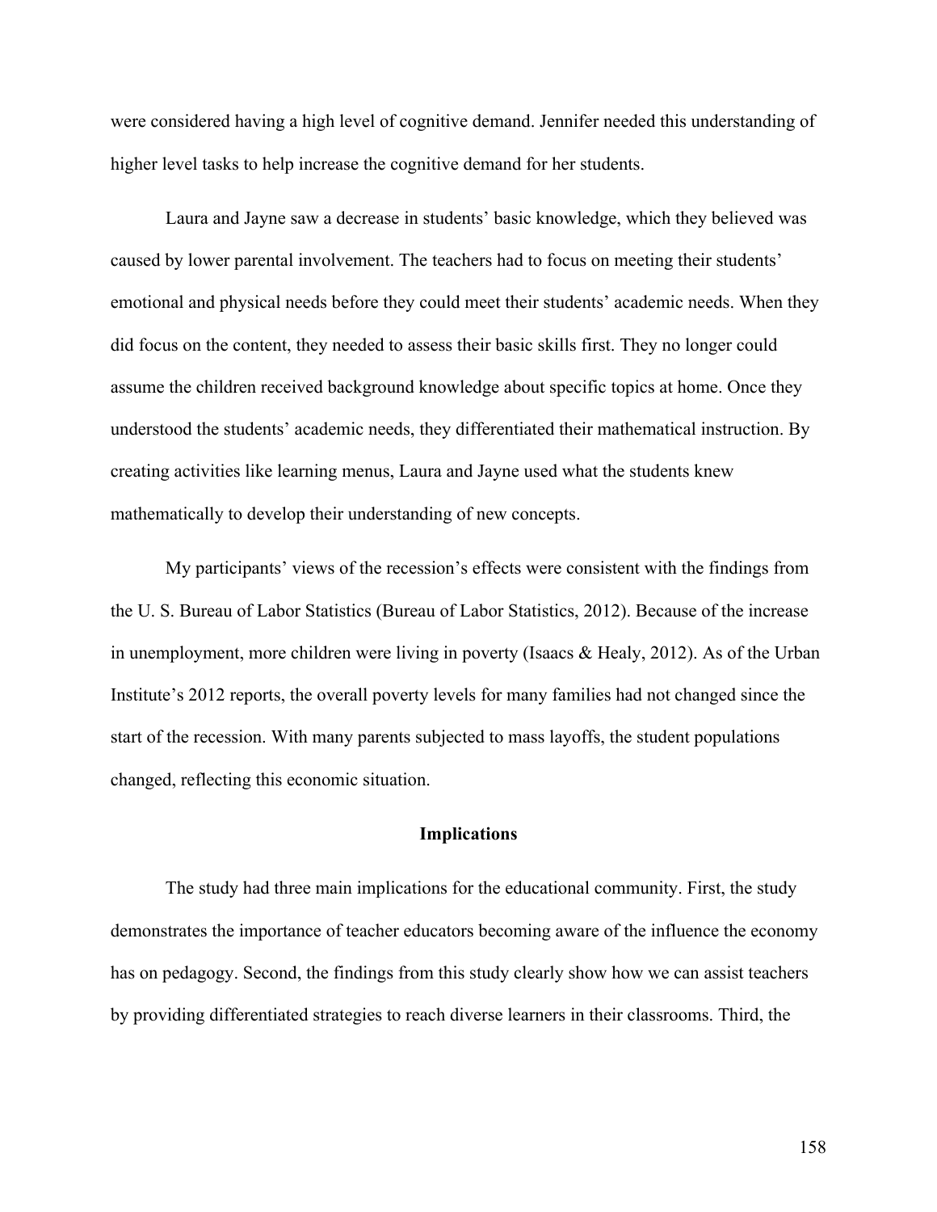were considered having a high level of cognitive demand. Jennifer needed this understanding of higher level tasks to help increase the cognitive demand for her students.

Laura and Jayne saw a decrease in students' basic knowledge, which they believed was caused by lower parental involvement. The teachers had to focus on meeting their students' emotional and physical needs before they could meet their students' academic needs. When they did focus on the content, they needed to assess their basic skills first. They no longer could assume the children received background knowledge about specific topics at home. Once they understood the students' academic needs, they differentiated their mathematical instruction. By creating activities like learning menus, Laura and Jayne used what the students knew mathematically to develop their understanding of new concepts.

My participants' views of the recession's effects were consistent with the findings from the U. S. Bureau of Labor Statistics (Bureau of Labor Statistics, 2012). Because of the increase in unemployment, more children were living in poverty (Isaacs & Healy, 2012). As of the Urban Institute's 2012 reports, the overall poverty levels for many families had not changed since the start of the recession. With many parents subjected to mass layoffs, the student populations changed, reflecting this economic situation.

## Implications

The study had three main implications for the educational community. First, the study demonstrates the importance of teacher educators becoming aware of the influence the economy has on pedagogy. Second, the findings from this study clearly show how we can assist teachers by providing differentiated strategies to reach diverse learners in their classrooms. Third, the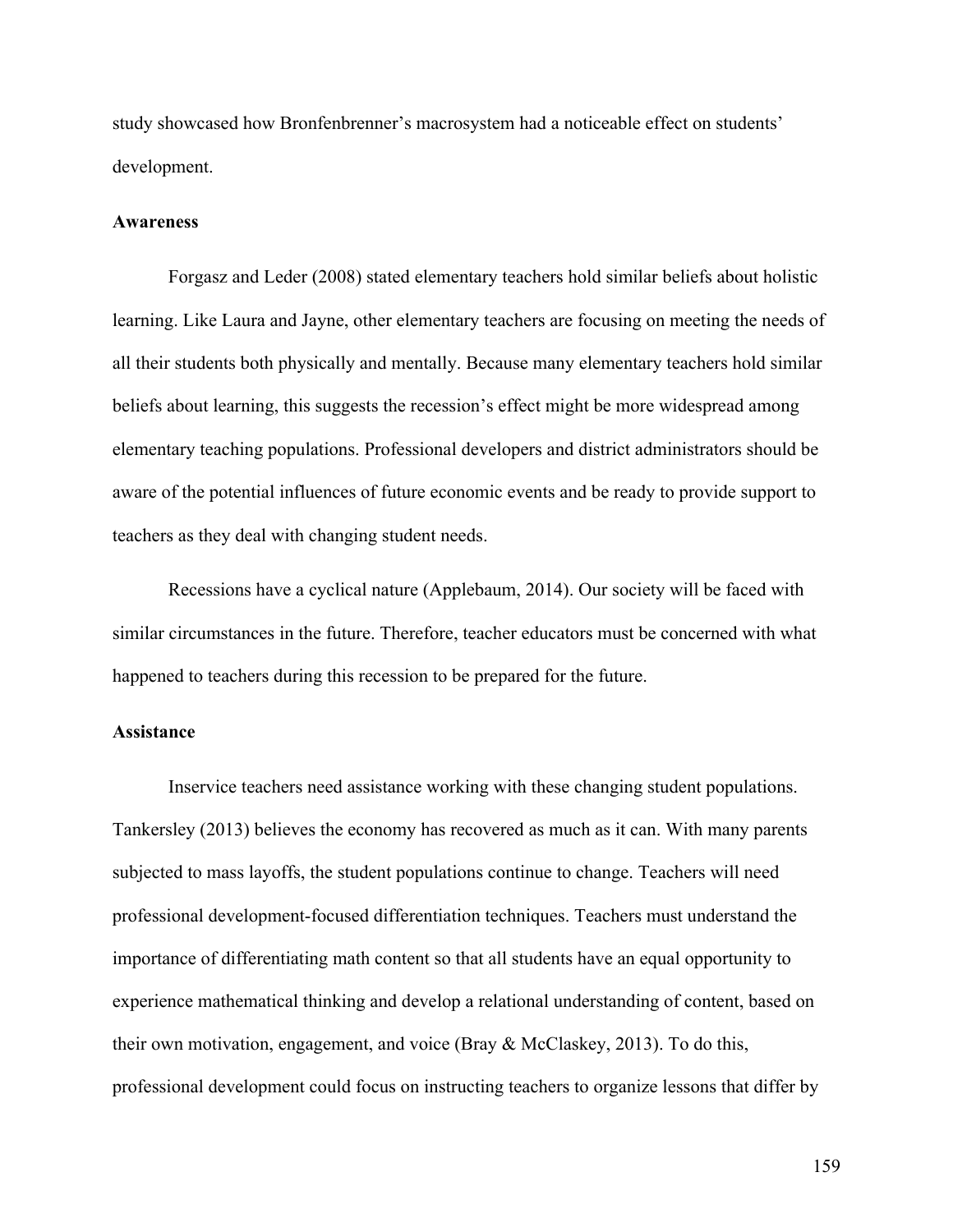study showcased how Bronfenbrenner's macrosystem had a noticeable effect on students' development.

### Awareness

Forgasz and Leder (2008) stated elementary teachers hold similar beliefs about holistic learning. Like Laura and Jayne, other elementary teachers are focusing on meeting the needs of all their students both physically and mentally. Because many elementary teachers hold similar beliefs about learning, this suggests the recession's effect might be more widespread among elementary teaching populations. Professional developers and district administrators should be aware of the potential influences of future economic events and be ready to provide support to teachers as they deal with changing student needs.

Recessions have a cyclical nature (Applebaum, 2014). Our society will be faced with similar circumstances in the future. Therefore, teacher educators must be concerned with what happened to teachers during this recession to be prepared for the future.

### Assistance

Inservice teachers need assistance working with these changing student populations. Tankersley (2013) believes the economy has recovered as much as it can. With many parents subjected to mass layoffs, the student populations continue to change. Teachers will need professional development-focused differentiation techniques. Teachers must understand the importance of differentiating math content so that all students have an equal opportunity to experience mathematical thinking and develop a relational understanding of content, based on their own motivation, engagement, and voice (Bray & McClaskey, 2013). To do this, professional development could focus on instructing teachers to organize lessons that differ by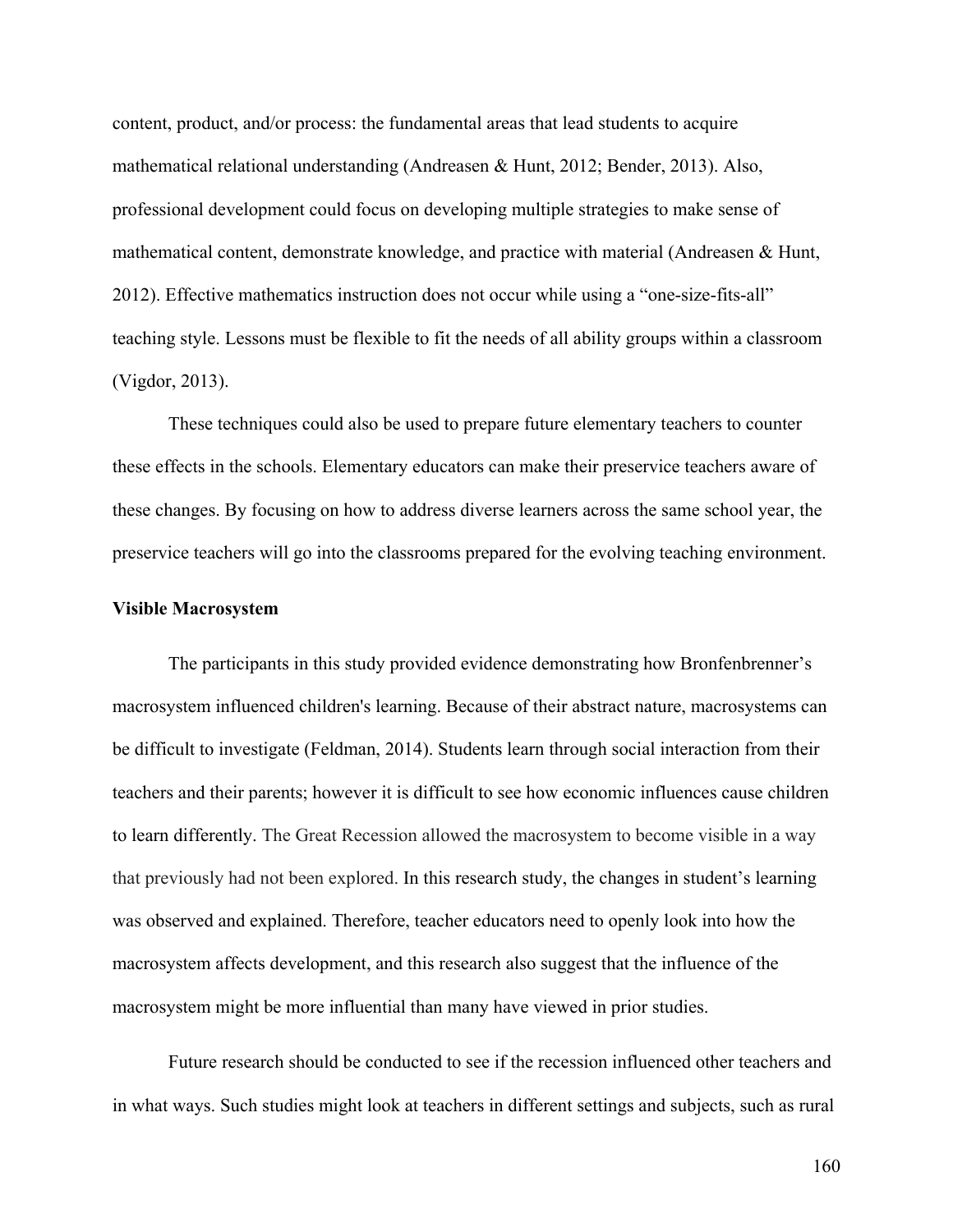content, product, and/or process: the fundamental areas that lead students to acquire mathematical relational understanding (Andreasen & Hunt, 2012; Bender, 2013). Also, professional development could focus on developing multiple strategies to make sense of mathematical content, demonstrate knowledge, and practice with material (Andreasen & Hunt, 2012). Effective mathematics instruction does not occur while using a "one-size-fits-all" teaching style. Lessons must be flexible to fit the needs of all ability groups within a classroom (Vigdor, 2013).

These techniques could also be used to prepare future elementary teachers to counter these effects in the schools. Elementary educators can make their preservice teachers aware of these changes. By focusing on how to address diverse learners across the same school year, the preservice teachers will go into the classrooms prepared for the evolving teaching environment.

**Visible Macrosystem**

The participants in this study provided evidence demonstrating how Bronfenbrenner's macrosystem influenced children's learning. Because of their abstract nature, macrosystems can be difficult to investigate (Feldman, 2014). Students learn through social interaction from their teachers and their parents; however it is difficult to see how economic influences cause children to learn differently. The Great Recession allowed the macrosystem to become visible in a way that previously had not been explored. In this research study, the changes in student's learning was observed and explained. Therefore, teacher educators need to openly look into how the macrosystem affects development, and this research also suggest that the influence of the macrosystem might be more influential than many have viewed in prior studies.

Future research should be conducted to see if the recession influenced other teachers and in what ways. Such studies might look at teachers in different settings and subjects, such as rural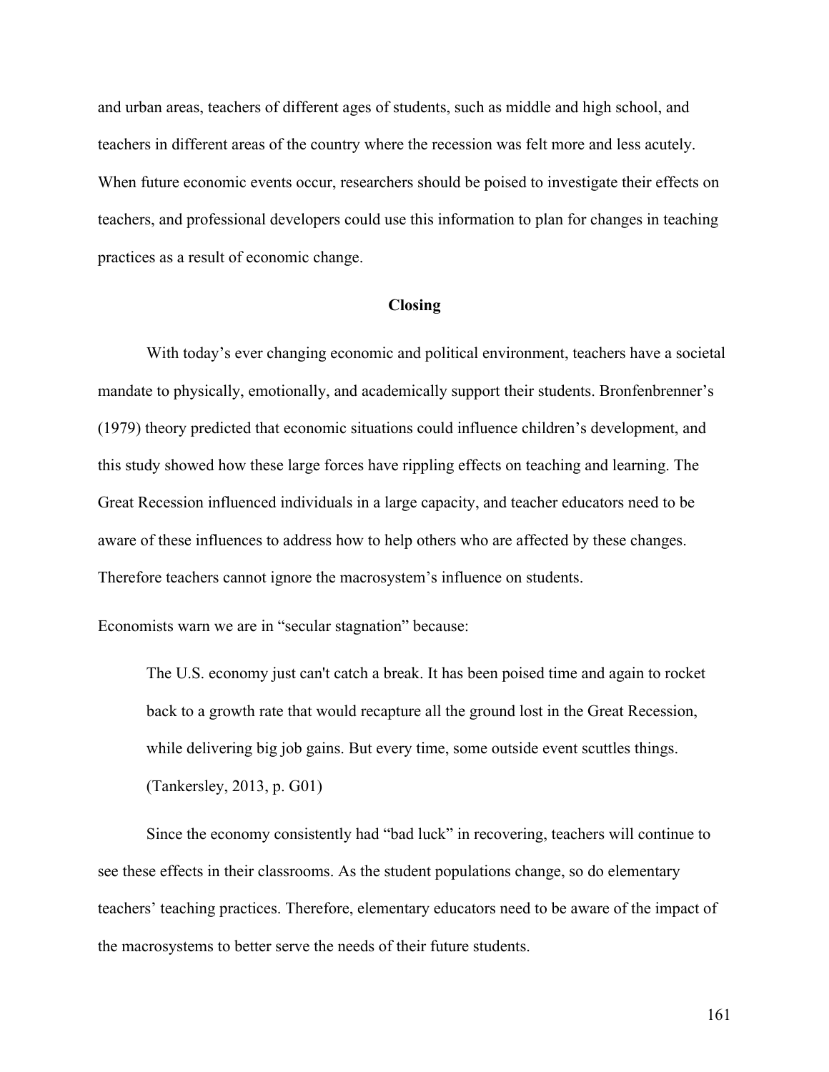and urban areas, teachers of different ages of students, such as middle and high school, and teachers in different areas of the country where the recession was felt more and less acutely. When future economic events occur, researchers should be poised to investigate their effects on teachers, and professional developers could use this information to plan for changes in teaching practices as a result of economic change.

## Closing

With today's ever changing economic and political environment, teachers have a societal mandate to physically, emotionally, and academically support their students. Bronfenbrenner's (1979) theory predicted that economic situations could influence children's development, and this study showed how these large forces have rippling effects on teaching and learning. The Great Recession influenced individuals in a large capacity, and teacher educators need to be aware of these influences to address how to help others who are affected by these changes. Therefore teachers cannot ignore the macrosystem's influence on students.

Economists warn we are in "secular stagnation" because:

> The U.S. economy just can't catch a break. It has been poised time and again to rocket back to a growth rate that would recapture all the ground lost in the Great Recession, while delivering big job gains. But every time, some outside event scuttles things. (Tankersley, 2013, p. G01)

Since the economy consistently had "bad luck" in recovering, teachers will continue to see these effects in their classrooms. As the student populations change, so do elementary teachers' teaching practices. Therefore, elementary educators need to be aware of the impact of the macrosystems to better serve the needs of their future students.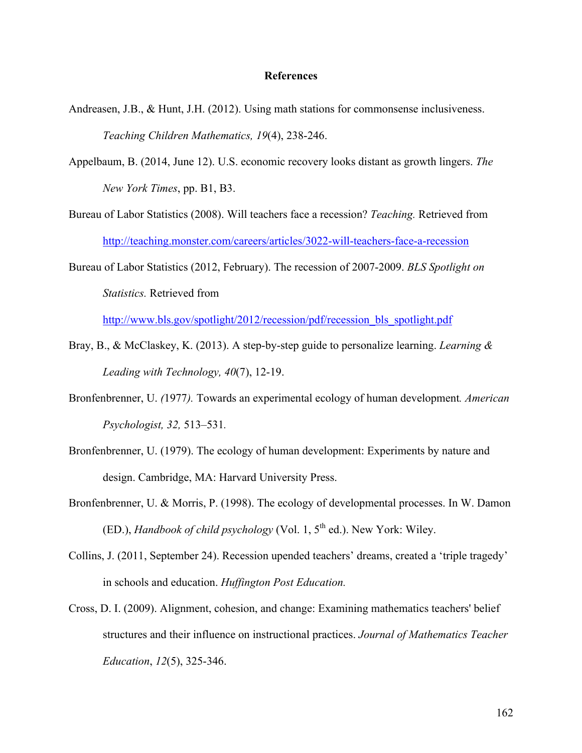**References**

Andreasen, J.B., & Hunt, J.H. (2012). Using math stations for commonsense inclusiveness. *Teaching Children Mathematics, 19*(4), 238-246.

Appelbaum, B. (2014, June 12). U.S. economic recovery looks distant as growth lingers. *The New York Times*, pp. B1, B3.

Bureau of Labor Statistics (2008). Will teachers face a recession? *Teaching.* Retrieved from http://teaching.monster.com/careers/articles/3022-will-teachers-face-a-recession

Bureau of Labor Statistics (2012, February). The recession of 2007-2009. *BLS Spotlight on Statistics.* Retrieved from http://www.bls.gov/spotlight/2012/recession/pdf/recession_bls_spotlight.pdf

Bray, B., & McClaskey, K. (2013). A step-by-step guide to personalize learning. *Learning & Leading with Technology, 40*(7), 12-19.

Bronfenbrenner, U. *(*1977*).* Towards an experimental ecology of human development*. American Psychologist, 32,* 513–531*.*

Bronfenbrenner, U. (1979). The ecology of human development: Experiments by nature and design. Cambridge, MA: Harvard University Press.

Bronfenbrenner, U. & Morris, P. (1998). The ecology of developmental processes. In W. Damon (ED.), *Handbook of child psychology* (Vol. 1, 5th ed.). New York: Wiley.

Collins, J. (2011, September 24). Recession upended teachers' dreams, created a 'triple tragedy' in schools and education. *Huffington Post Education.*

Cross, D. I. (2009). Alignment, cohesion, and change: Examining mathematics teachers' belief structures and their influence on instructional practices. *Journal of Mathematics Teacher Education*, *12*(5), 325-346.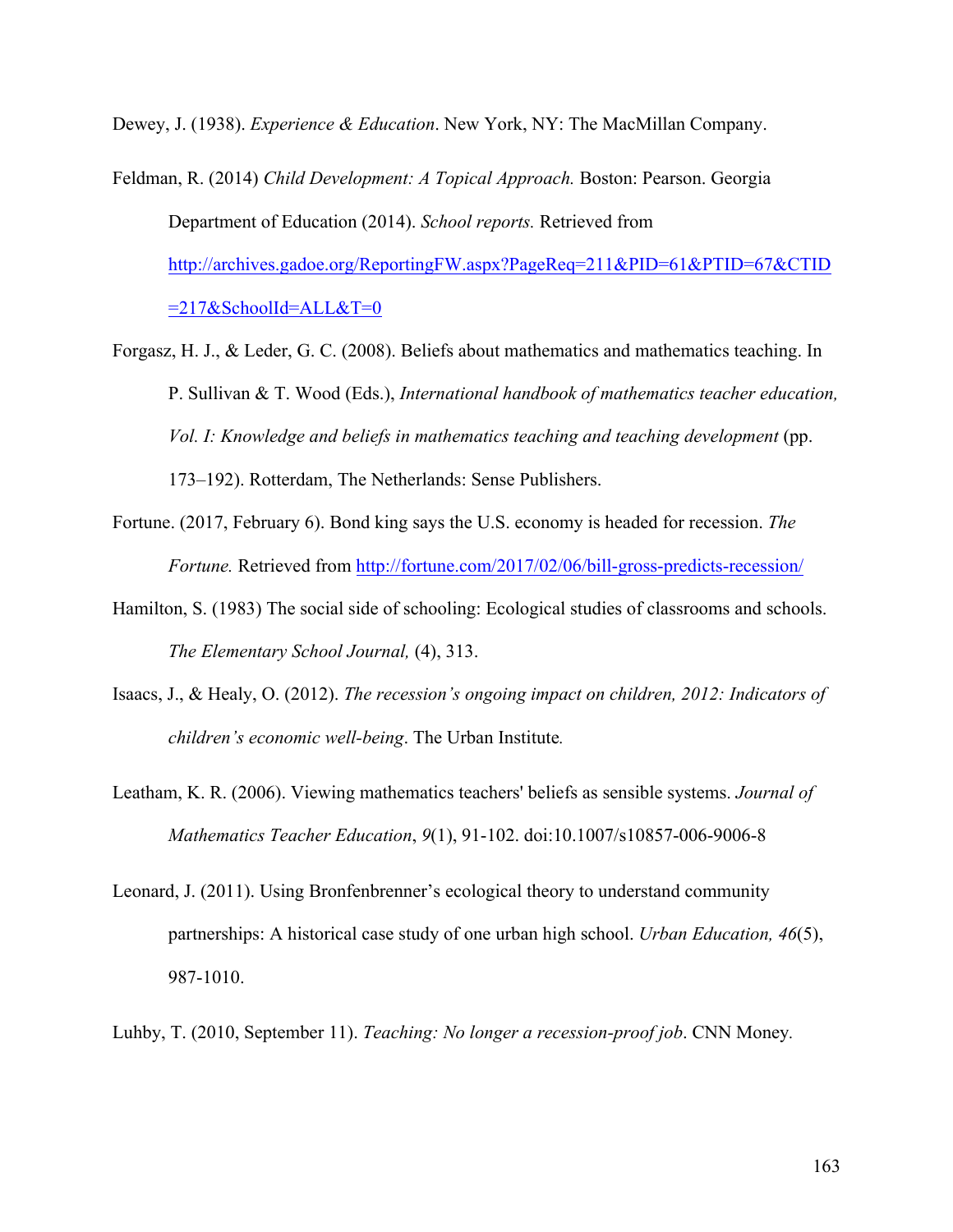Dewey, J. (1938). *Experience & Education*. New York, NY: The MacMillan Company.

Feldman, R. (2014) *Child Development: A Topical Approach.* Boston: Pearson. Georgia Department of Education (2014). *School reports.* Retrieved from http://archives.gadoe.org/ReportingFW.aspx?PageReq=211&PID=61&PTID=67&CTID=217&SchoolId=ALL&T=0

Forgasz, H. J., & Leder, G. C. (2008). Beliefs about mathematics and mathematics teaching. In P. Sullivan & T. Wood (Eds.), *International handbook of mathematics teacher education, Vol. I: Knowledge and beliefs in mathematics teaching and teaching development* (pp. 173–192). Rotterdam, The Netherlands: Sense Publishers.

Fortune. (2017, February 6). Bond king says the U.S. economy is headed for recession. *The Fortune.* Retrieved from http://fortune.com/2017/02/06/bill-gross-predicts-recession/

Hamilton, S. (1983) The social side of schooling: Ecological studies of classrooms and schools. *The Elementary School Journal,* (4), 313.

Isaacs, J., & Healy, O. (2012). *The recession's ongoing impact on children, 2012: Indicators of children's economic well-being*. The Urban Institute*.*

Leatham, K. R. (2006). Viewing mathematics teachers' beliefs as sensible systems. *Journal of Mathematics Teacher Education*, *9*(1), 91-102. doi:10.1007/s10857-006-9006-8

Leonard, J. (2011). Using Bronfenbrenner's ecological theory to understand community partnerships: A historical case study of one urban high school. *Urban Education, 46*(5), 987-1010.

Luhby, T. (2010, September 11). *Teaching: No longer a recession-proof job*. CNN Money.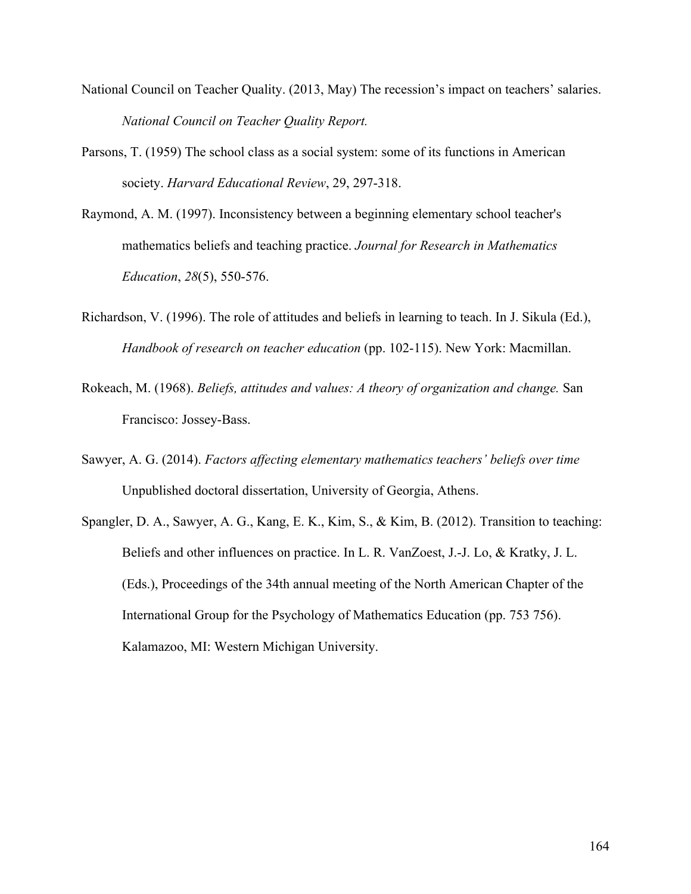National Council on Teacher Quality. (2013, May) The recession's impact on teachers' salaries. *National Council on Teacher Quality Report.*

Parsons, T. (1959) The school class as a social system: some of its functions in American society. *Harvard Educational Review*, 29, 297-318.

Raymond, A. M. (1997). Inconsistency between a beginning elementary school teacher's mathematics beliefs and teaching practice. *Journal for Research in Mathematics Education*, *28*(5), 550-576.

Richardson, V. (1996). The role of attitudes and beliefs in learning to teach. In J. Sikula (Ed.), *Handbook of research on teacher education* (pp. 102-115). New York: Macmillan.

Rokeach, M. (1968). *Beliefs, attitudes and values: A theory of organization and change.* San Francisco: Jossey-Bass.

Sawyer, A. G. (2014). *Factors affecting elementary mathematics teachers' beliefs over time* Unpublished doctoral dissertation, University of Georgia, Athens.

Spangler, D. A., Sawyer, A. G., Kang, E. K., Kim, S., & Kim, B. (2012). Transition to teaching: Beliefs and other influences on practice. In L. R. VanZoest, J.-J. Lo, & Kratky, J. L. (Eds.), Proceedings of the 34th annual meeting of the North American Chapter of the International Group for the Psychology of Mathematics Education (pp. 753 756). Kalamazoo, MI: Western Michigan University.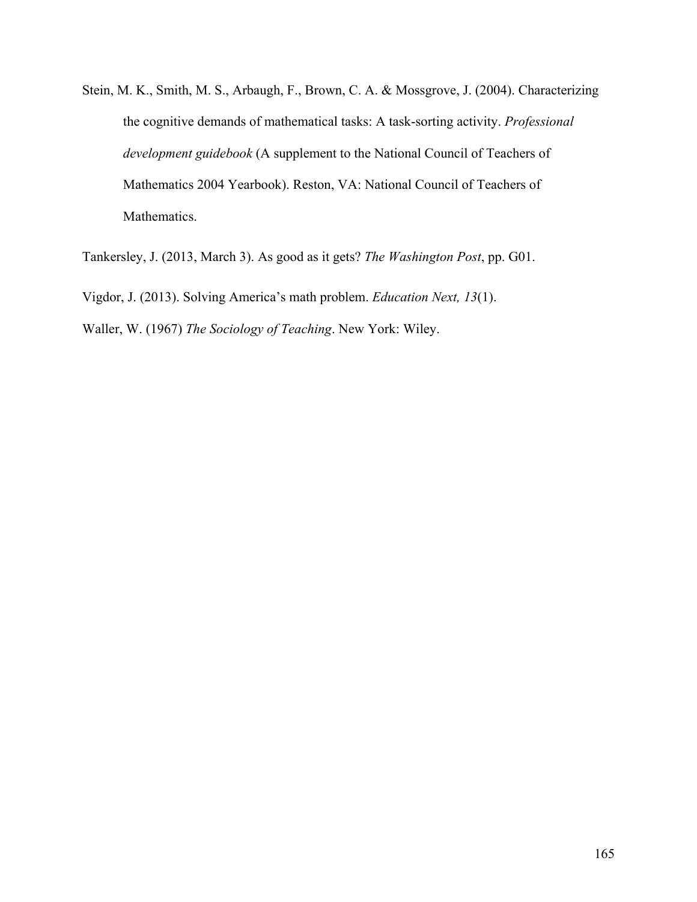Stein, M. K., Smith, M. S., Arbaugh, F., Brown, C. A. & Mossgrove, J. (2004). Characterizing the cognitive demands of mathematical tasks: A task-sorting activity. *Professional development guidebook* (A supplement to the National Council of Teachers of Mathematics 2004 Yearbook). Reston, VA: National Council of Teachers of Mathematics.

Tankersley, J. (2013, March 3). As good as it gets? *The Washington Post*, pp. G01.

Vigdor, J. (2013). Solving America's math problem. *Education Next, 13*(1).

Waller, W. (1967) *The Sociology of Teaching*. New York: Wiley.